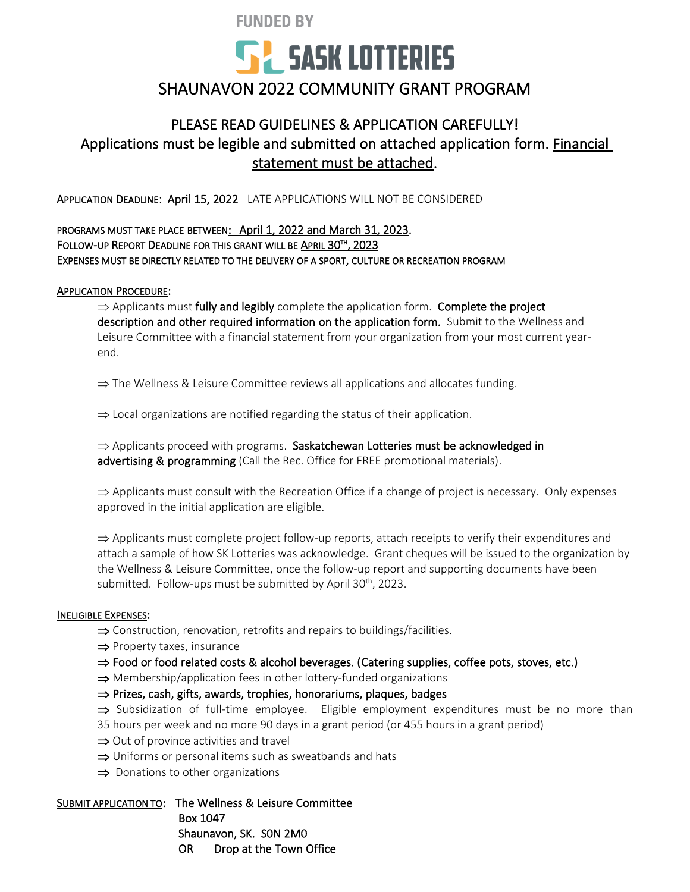FUNDED BY

SASK LOTTERIES

# SHAUNAVON 2022 COMMUNITY GRANT PROGRAM

## PLEASE READ GUIDELINES & APPLICATION CAREFULLY!

Applications must be legible and submitted on attached application form. <u>Financial statement must be attached</u>.

APPLICATION DEADLINE: April 15, 2022 LATE APPLICATIONS WILL NOT BE CONSIDERED

PROGRAMS MUST TAKE PLACE BETWEEN: <u>April 1, 2022 and March 31, 2023</u>.
FOLLOW-UP REPORT DEADLINE FOR THIS GRANT WILL BE <u>APRIL 30TH, 2023</u>
EXPENSES MUST BE DIRECTLY RELATED TO THE DELIVERY OF A SPORT, CULTURE OR RECREATION PROGRAM

<u>APPLICATION PROCEDURE</u>:

⇒ Applicants must **fully and legibly** complete the application form. **Complete the project description and other required information on the application form.** Submit to the Wellness and Leisure Committee with a financial statement from your organization from your most current year-end.

⇒ The Wellness & Leisure Committee reviews all applications and allocates funding.

⇒ Local organizations are notified regarding the status of their application.

⇒ Applicants proceed with programs. **Saskatchewan Lotteries must be acknowledged in advertising & programming** (Call the Rec. Office for FREE promotional materials).

⇒ Applicants must consult with the Recreation Office if a change of project is necessary. Only expenses approved in the initial application are eligible.

⇒ Applicants must complete project follow-up reports, attach receipts to verify their expenditures and attach a sample of how SK Lotteries was acknowledge. Grant cheques will be issued to the organization by the Wellness & Leisure Committee, once the follow-up report and supporting documents have been submitted. Follow-ups must be submitted by April 30th, 2023.

<u>INELIGIBLE EXPENSES</u>:

⇒ Construction, renovation, retrofits and repairs to buildings/facilities.
⇒ Property taxes, insurance
⇒ **Food or food related costs & alcohol beverages. (Catering supplies, coffee pots, stoves, etc.)**
⇒ Membership/application fees in other lottery-funded organizations
⇒ **Prizes, cash, gifts, awards, trophies, honorariums, plaques, badges**
⇒ Subsidization of full-time employee. Eligible employment expenditures must be no more than 35 hours per week and no more 90 days in a grant period (or 455 hours in a grant period)
⇒ Out of province activities and travel
⇒ Uniforms or personal items such as sweatbands and hats
⇒ Donations to other organizations

<u>SUBMIT APPLICATION TO</u>: The Wellness & Leisure Committee
Box 1047
Shaunavon, SK. S0N 2M0
OR Drop at the Town Office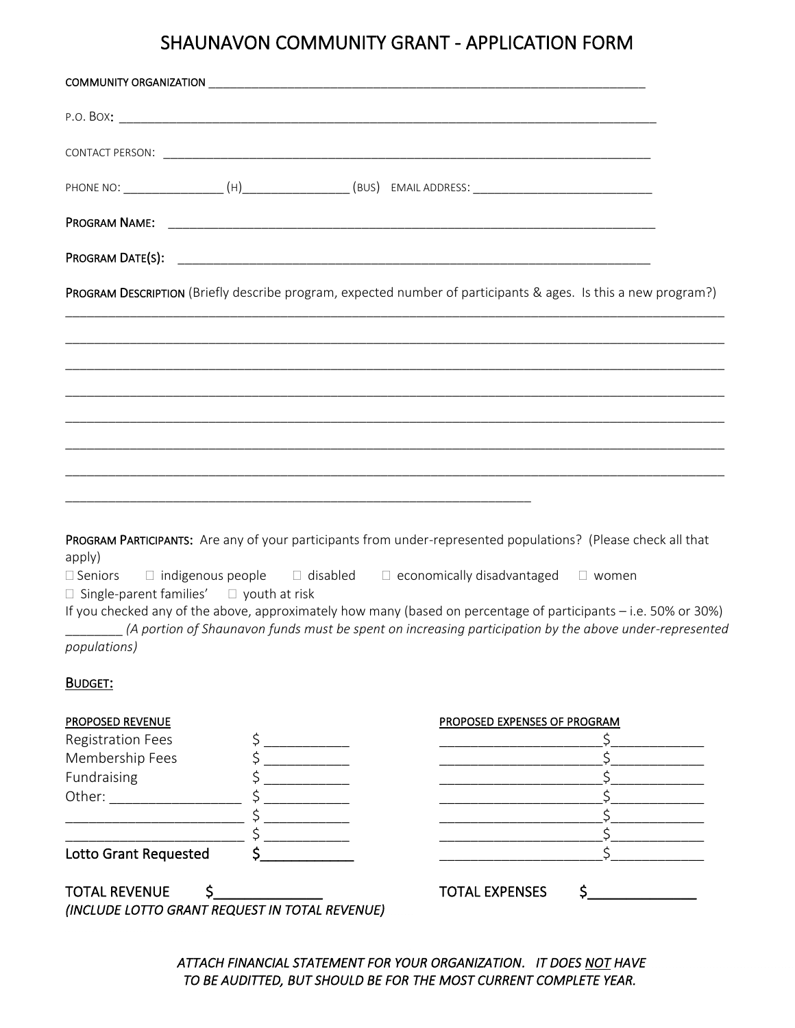# SHAUNAVON COMMUNITY GRANT - APPLICATION FORM

COMMUNITY ORGANIZATION ___________________________________________________________________

P.O. BOX: ___________________________________________________________________________

CONTACT PERSON: _____________________________________________________________________

PHONE NO: _______________ (H)________________ (BUS) EMAIL ADDRESS: ___________________________

**PROGRAM NAME:** ______________________________________________________________________

**PROGRAM DATE(S):** ____________________________________________________________________

**PROGRAM DESCRIPTION** (Briefly describe program, expected number of participants & ages. Is this a new program?)

________________________________________________________________________________________

________________________________________________________________________________________

________________________________________________________________________________________

________________________________________________________________________________________

________________________________________________________________________________________

________________________________________________________________________________________

________________________________________________________________________________________

____________________________________________________________

**PROGRAM PARTICIPANTS:** Are any of your participants from under-represented populations? (Please check all that apply)

☐ Seniors ☐ indigenous people ☐ disabled ☐ economically disadvantaged ☐ women
☐ Single-parent families' ☐ youth at risk

If you checked any of the above, approximately how many (based on percentage of participants – i.e. 50% or 30%) ________ *(A portion of Shaunavon funds must be spent on increasing participation by the above under-represented populations)*

**BUDGET:**

| PROPOSED REVENUE | | PROPOSED EXPENSES OF PROGRAM | |
|---|---|---|---|
| Registration Fees | $ ___________ | ______________________ | $____________ |
| Membership Fees | $ ___________ | ______________________ | $____________ |
| Fundraising | $ ___________ | ______________________ | $____________ |
| Other: _________________ | $ ___________ | ______________________ | $____________ |
| _______________________ | $ ___________ | ______________________ | $____________ |
| _______________________ | $ ___________ | ______________________ | $____________ |
| Lotto Grant Requested | $____________ | ______________________ | $____________ |
| TOTAL REVENUE | $______________ | TOTAL EXPENSES | $______________ |

*(INCLUDE LOTTO GRANT REQUEST IN TOTAL REVENUE)*

*ATTACH FINANCIAL STATEMENT FOR YOUR ORGANIZATION. IT DOES NOT HAVE TO BE AUDITTED, BUT SHOULD BE FOR THE MOST CURRENT COMPLETE YEAR.*